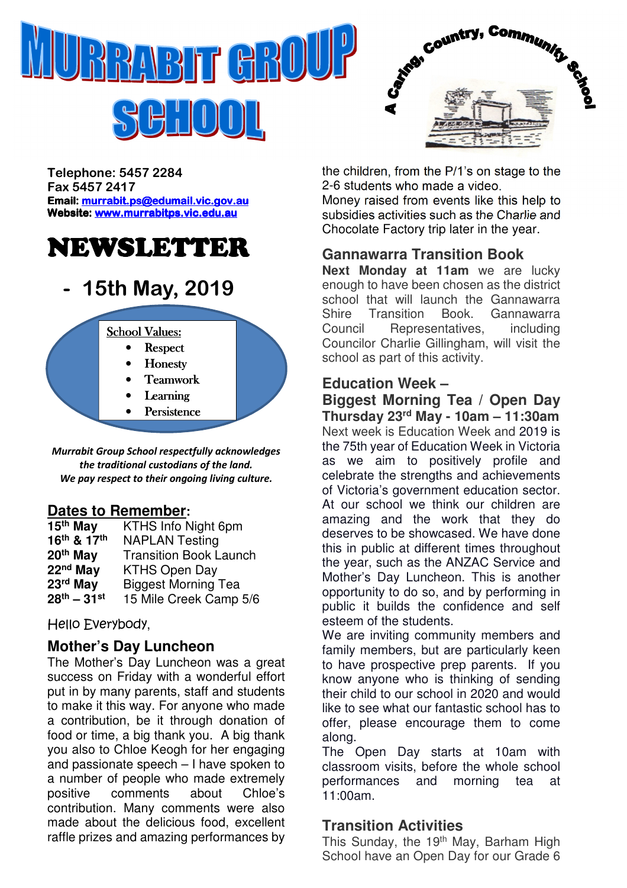# MURRABIT GROUP SCHOOL

A Caring, Country, Community School

**Telephone: 5457 2284**
**Fax 5457 2417**
**Email: murrabit.ps@edumail.vic.gov.au**
**Website: www.murrabitps.vic.edu.au**

# NEWSLETTER

## - 15th May, 2019

School Values:

- Respect
- Honesty
- Teamwork
- Learning
- Persistence

***Murrabit Group School respectfully acknowledges the traditional custodians of the land. We pay respect to their ongoing living culture.***

## Dates to Remember:

| | |
|---|---|
| **15th May** | KTHS Info Night 6pm |
| **16th & 17th** | NAPLAN Testing |
| **20th May** | Transition Book Launch |
| **22nd May** | KTHS Open Day |
| **23rd May** | Biggest Morning Tea |
| **28th – 31st** | 15 Mile Creek Camp 5/6 |

Hello Everybody,

### Mother's Day Luncheon

The Mother's Day Luncheon was a great success on Friday with a wonderful effort put in by many parents, staff and students to make it this way. For anyone who made a contribution, be it through donation of food or time, a big thank you. A big thank you also to Chloe Keogh for her engaging and passionate speech – I have spoken to a number of people who made extremely positive comments about Chloe's contribution. Many comments were also made about the delicious food, excellent raffle prizes and amazing performances by the children, from the P/1's on stage to the 2-6 students who made a video.

Money raised from events like this help to subsidies activities such as the Charlie and Chocolate Factory trip later in the year.

### Gannawarra Transition Book

**Next Monday at 11am** we are lucky enough to have been chosen as the district school that will launch the Gannawarra Shire Transition Book. Gannawarra Council Representatives, including Councilor Charlie Gillingham, will visit the school as part of this activity.

### Education Week – Biggest Morning Tea / Open Day Thursday 23rd May - 10am – 11:30am

Next week is Education Week and 2019 is the 75th year of Education Week in Victoria as we aim to positively profile and celebrate the strengths and achievements of Victoria's government education sector. At our school we think our children are amazing and the work that they do deserves to be showcased. We have done this in public at different times throughout the year, such as the ANZAC Service and Mother's Day Luncheon. This is another opportunity to do so, and by performing in public it builds the confidence and self esteem of the students.

We are inviting community members and family members, but are particularly keen to have prospective prep parents. If you know anyone who is thinking of sending their child to our school in 2020 and would like to see what our fantastic school has to offer, please encourage them to come along.

The Open Day starts at 10am with classroom visits, before the whole school performances and morning tea at 11:00am.

### Transition Activities

This Sunday, the 19th May, Barham High School have an Open Day for our Grade 6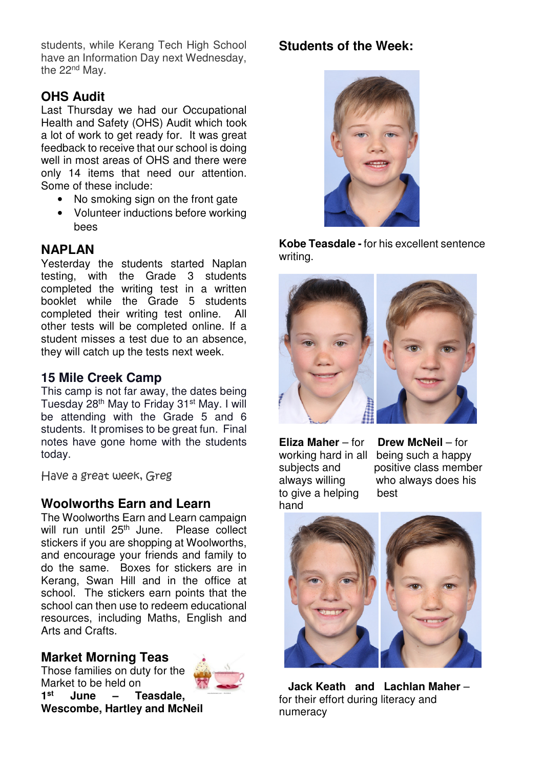students, while Kerang Tech High School have an Information Day next Wednesday, the 22nd May.

## OHS Audit

Last Thursday we had our Occupational Health and Safety (OHS) Audit which took a lot of work to get ready for. It was great feedback to receive that our school is doing well in most areas of OHS and there were only 14 items that need our attention. Some of these include:

- No smoking sign on the front gate
- Volunteer inductions before working bees

## NAPLAN

Yesterday the students started Naplan testing, with the Grade 3 students completed the writing test in a written booklet while the Grade 5 students completed their writing test online. All other tests will be completed online. If a student misses a test due to an absence, they will catch up the tests next week.

## 15 Mile Creek Camp

This camp is not far away, the dates being Tuesday 28th May to Friday 31st May. I will be attending with the Grade 5 and 6 students. It promises to be great fun. Final notes have gone home with the students today.

*Have a great week, Greg*

## Woolworths Earn and Learn

The Woolworths Earn and Learn campaign will run until 25th June. Please collect stickers if you are shopping at Woolworths, and encourage your friends and family to do the same. Boxes for stickers are in Kerang, Swan Hill and in the office at school. The stickers earn points that the school can then use to redeem educational resources, including Maths, English and Arts and Crafts.

## Market Morning Teas

Those families on duty for the Market to be held on

**1st June – Teasdale, Wescombe, Hartley and McNeil**

## Students of the Week:

**Kobe Teasdale -** for his excellent sentence writing.

**Eliza Maher** – for working hard in all subjects and always willing to give a helping hand

**Drew McNeil** – for being such a happy positive class member who always does his best

**Jack Keath and Lachlan Maher** – for their effort during literacy and numeracy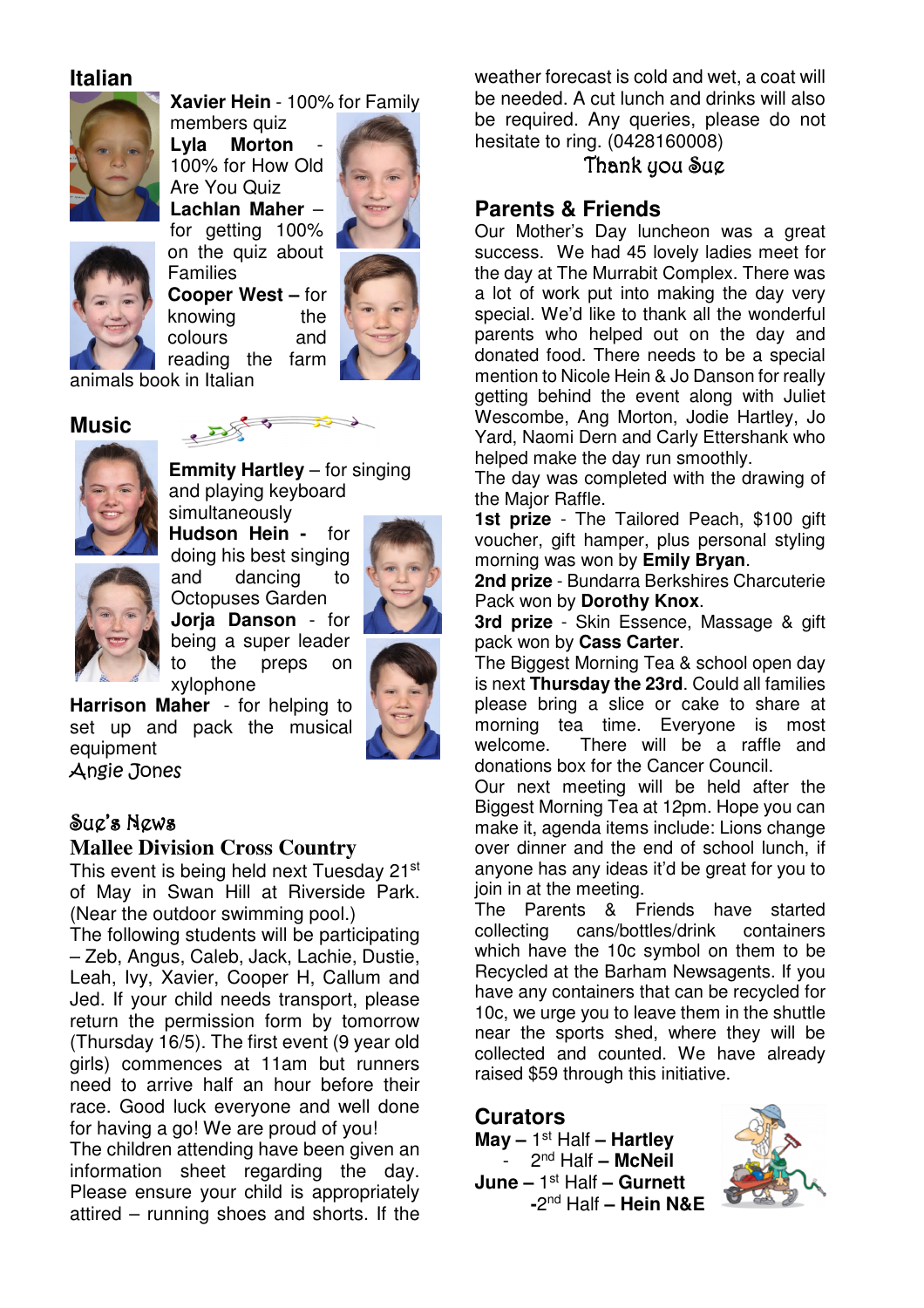## Italian

**Xavier Hein** - 100% for Family members quiz

**Lyla Morton** - 100% for How Old Are You Quiz

**Lachlan Maher** – for getting 100% on the quiz about Families

**Cooper West** – for knowing the colours and reading the farm animals book in Italian

## Music

**Emmity Hartley** – for singing and playing keyboard simultaneously

**Hudson Hein** - for doing his best singing and dancing to Octopuses Garden

**Jorja Danson** - for being a super leader to the preps on xylophone

**Harrison Maher** - for helping to set up and pack the musical equipment

*Angie Jones*

## Sue's News

### Mallee Division Cross Country

This event is being held next Tuesday 21st of May in Swan Hill at Riverside Park. (Near the outdoor swimming pool.)

The following students will be participating – Zeb, Angus, Caleb, Jack, Lachie, Dustie, Leah, Ivy, Xavier, Cooper H, Callum and Jed. If your child needs transport, please return the permission form by tomorrow (Thursday 16/5). The first event (9 year old girls) commences at 11am but runners need to arrive half an hour before their race. Good luck everyone and well done for having a go! We are proud of you!

The children attending have been given an information sheet regarding the day. Please ensure your child is appropriately attired – running shoes and shorts. If the weather forecast is cold and wet, a coat will be needed. A cut lunch and drinks will also be required. Any queries, please do not hesitate to ring. (0428160008)

*Thank you Sue*

## Parents & Friends

Our Mother's Day luncheon was a great success. We had 45 lovely ladies meet for the day at The Murrabit Complex. There was a lot of work put into making the day very special. We'd like to thank all the wonderful parents who helped out on the day and donated food. There needs to be a special mention to Nicole Hein & Jo Danson for really getting behind the event along with Juliet Wescombe, Ang Morton, Jodie Hartley, Jo Yard, Naomi Dern and Carly Ettershank who helped make the day run smoothly.

The day was completed with the drawing of the Major Raffle.

**1st prize** - The Tailored Peach, $100 gift voucher, gift hamper, plus personal styling morning was won by **Emily Bryan**.

**2nd prize** - Bundarra Berkshires Charcuterie Pack won by **Dorothy Knox**.

**3rd prize** - Skin Essence, Massage & gift pack won by **Cass Carter**.

The Biggest Morning Tea & school open day is next **Thursday the 23rd**. Could all families please bring a slice or cake to share at morning tea time. Everyone is most welcome. There will be a raffle and donations box for the Cancer Council.

Our next meeting will be held after the Biggest Morning Tea at 12pm. Hope you can make it, agenda items include: Lions change over dinner and the end of school lunch, if anyone has any ideas it'd be great for you to join in at the meeting.

The Parents & Friends have started collecting cans/bottles/drink containers which have the 10c symbol on them to be Recycled at the Barham Newsagents. If you have any containers that can be recycled for 10c, we urge you to leave them in the shuttle near the sports shed, where they will be collected and counted. We have already raised $59 through this initiative.

## Curators

**May** – 1st Half – **Hartley**
- 2nd Half – **McNeil**

**June** – 1st Half – **Gurnett**
- 2nd Half – **Hein N&E**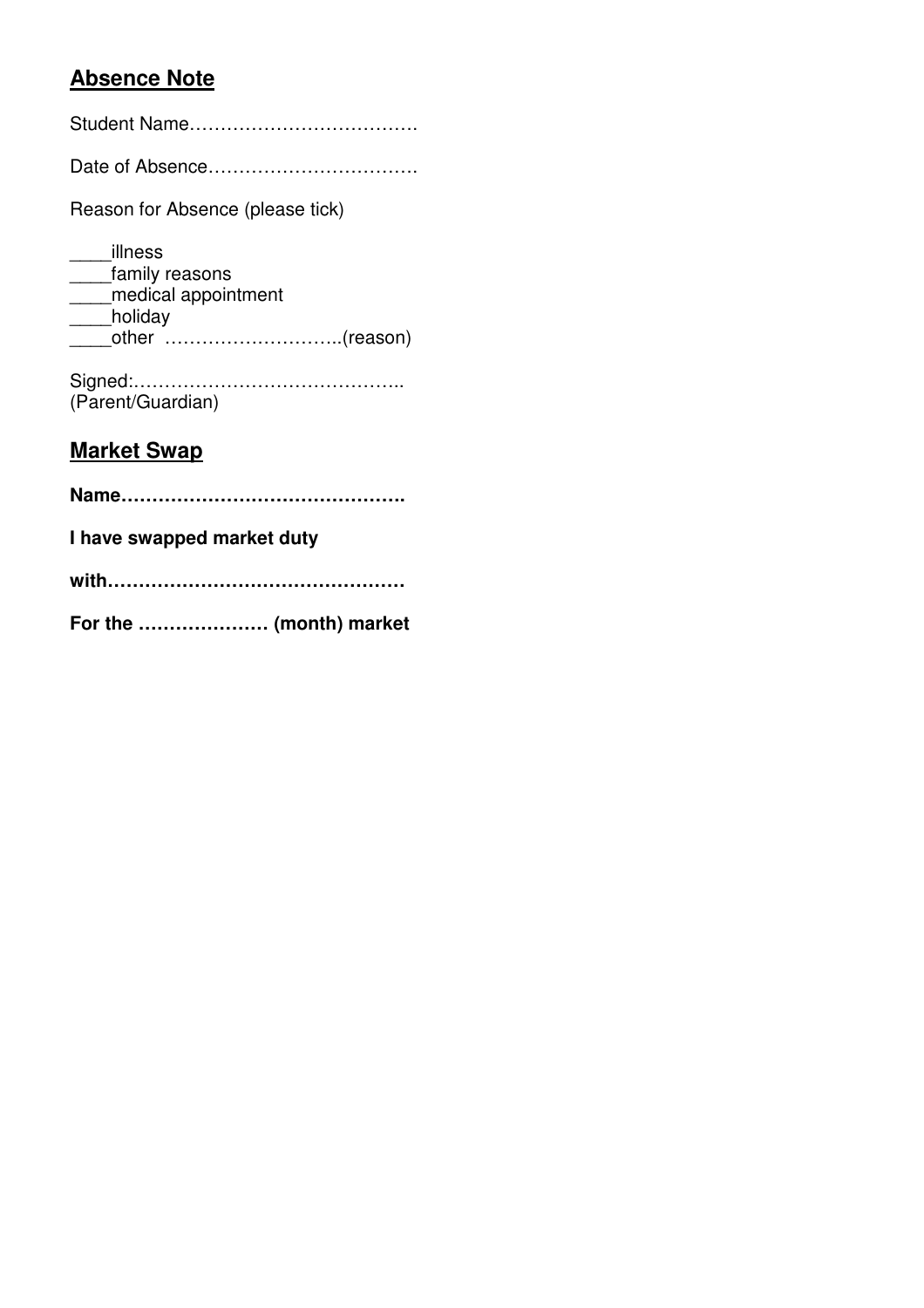## Absence Note

Student Name……………………………….

Date of Absence…………………………….

Reason for Absence (please tick)

____illness
____family reasons
____medical appointment
____holiday
____other ………………………..(reason)

Signed:……………………………………..
(Parent/Guardian)

## Market Swap

**Name……………………………………….**

**I have swapped market duty**

**with…………………………………………**

**For the ………………… (month) market**